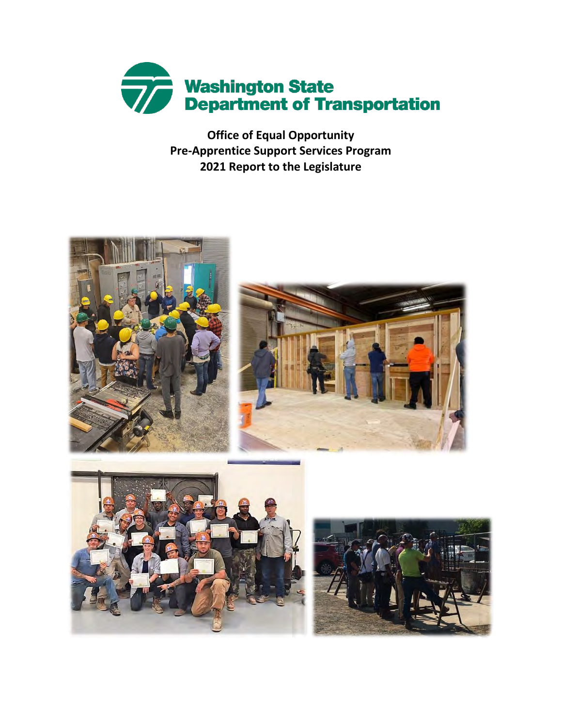Washington State Department of Transportation

# Office of Equal Opportunity
# Pre-Apprentice Support Services Program
# 2021 Report to the Legislature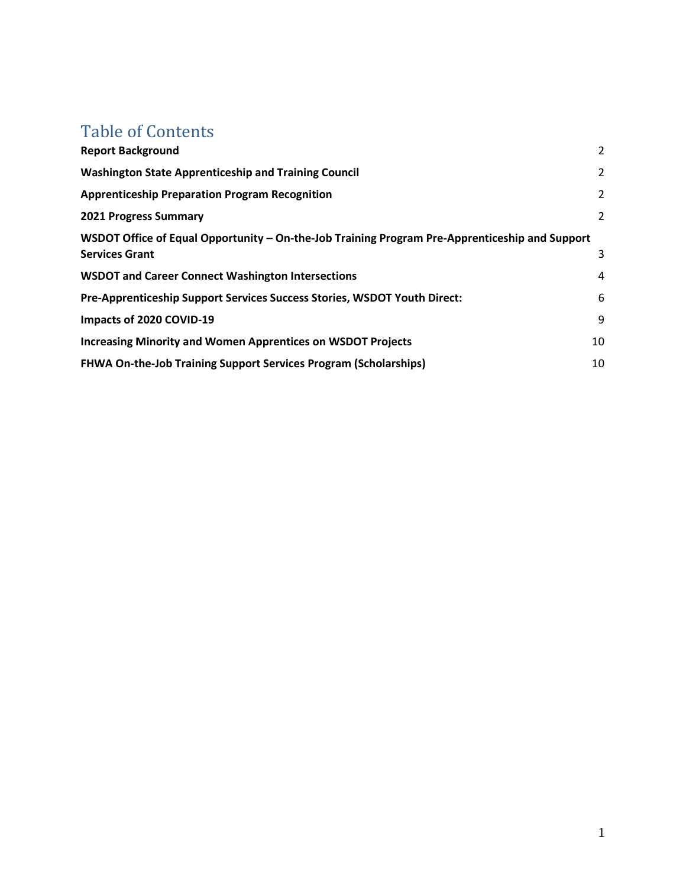# Table of Contents

| | |
|---|---|
| **Report Background** | 2 |
| **Washington State Apprenticeship and Training Council** | 2 |
| **Apprenticeship Preparation Program Recognition** | 2 |
| **2021 Progress Summary** | 2 |
| **WSDOT Office of Equal Opportunity – On-the-Job Training Program Pre-Apprenticeship and Support Services Grant** | 3 |
| **WSDOT and Career Connect Washington Intersections** | 4 |
| **Pre-Apprenticeship Support Services Success Stories, WSDOT Youth Direct:** | 6 |
| **Impacts of 2020 COVID-19** | 9 |
| **Increasing Minority and Women Apprentices on WSDOT Projects** | 10 |
| **FHWA On-the-Job Training Support Services Program (Scholarships)** | 10 |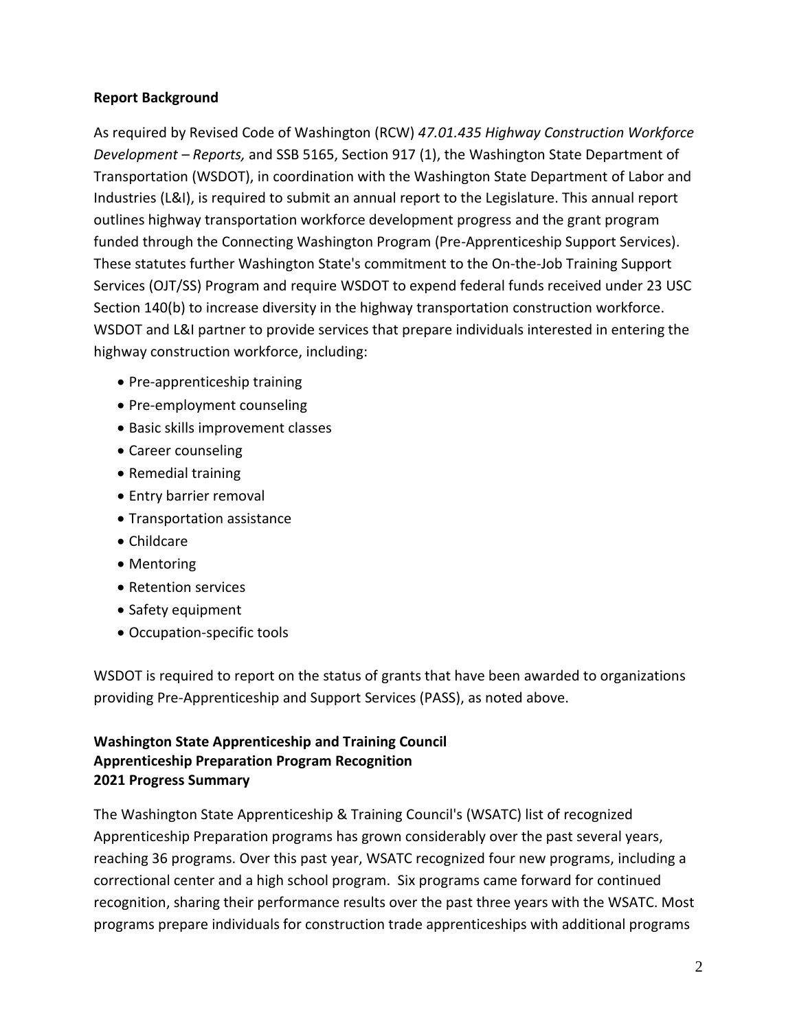**Report Background**

As required by Revised Code of Washington (RCW) *47.01.435 Highway Construction Workforce Development – Reports,* and SSB 5165, Section 917 (1), the Washington State Department of Transportation (WSDOT), in coordination with the Washington State Department of Labor and Industries (L&I), is required to submit an annual report to the Legislature. This annual report outlines highway transportation workforce development progress and the grant program funded through the Connecting Washington Program (Pre-Apprenticeship Support Services). These statutes further Washington State's commitment to the On-the-Job Training Support Services (OJT/SS) Program and require WSDOT to expend federal funds received under 23 USC Section 140(b) to increase diversity in the highway transportation construction workforce. WSDOT and L&I partner to provide services that prepare individuals interested in entering the highway construction workforce, including:

- Pre-apprenticeship training
- Pre-employment counseling
- Basic skills improvement classes
- Career counseling
- Remedial training
- Entry barrier removal
- Transportation assistance
- Childcare
- Mentoring
- Retention services
- Safety equipment
- Occupation-specific tools

WSDOT is required to report on the status of grants that have been awarded to organizations providing Pre-Apprenticeship and Support Services (PASS), as noted above.

**Washington State Apprenticeship and Training Council**
**Apprenticeship Preparation Program Recognition**
**2021 Progress Summary**

The Washington State Apprenticeship & Training Council's (WSATC) list of recognized Apprenticeship Preparation programs has grown considerably over the past several years, reaching 36 programs. Over this past year, WSATC recognized four new programs, including a correctional center and a high school program. Six programs came forward for continued recognition, sharing their performance results over the past three years with the WSATC. Most programs prepare individuals for construction trade apprenticeships with additional programs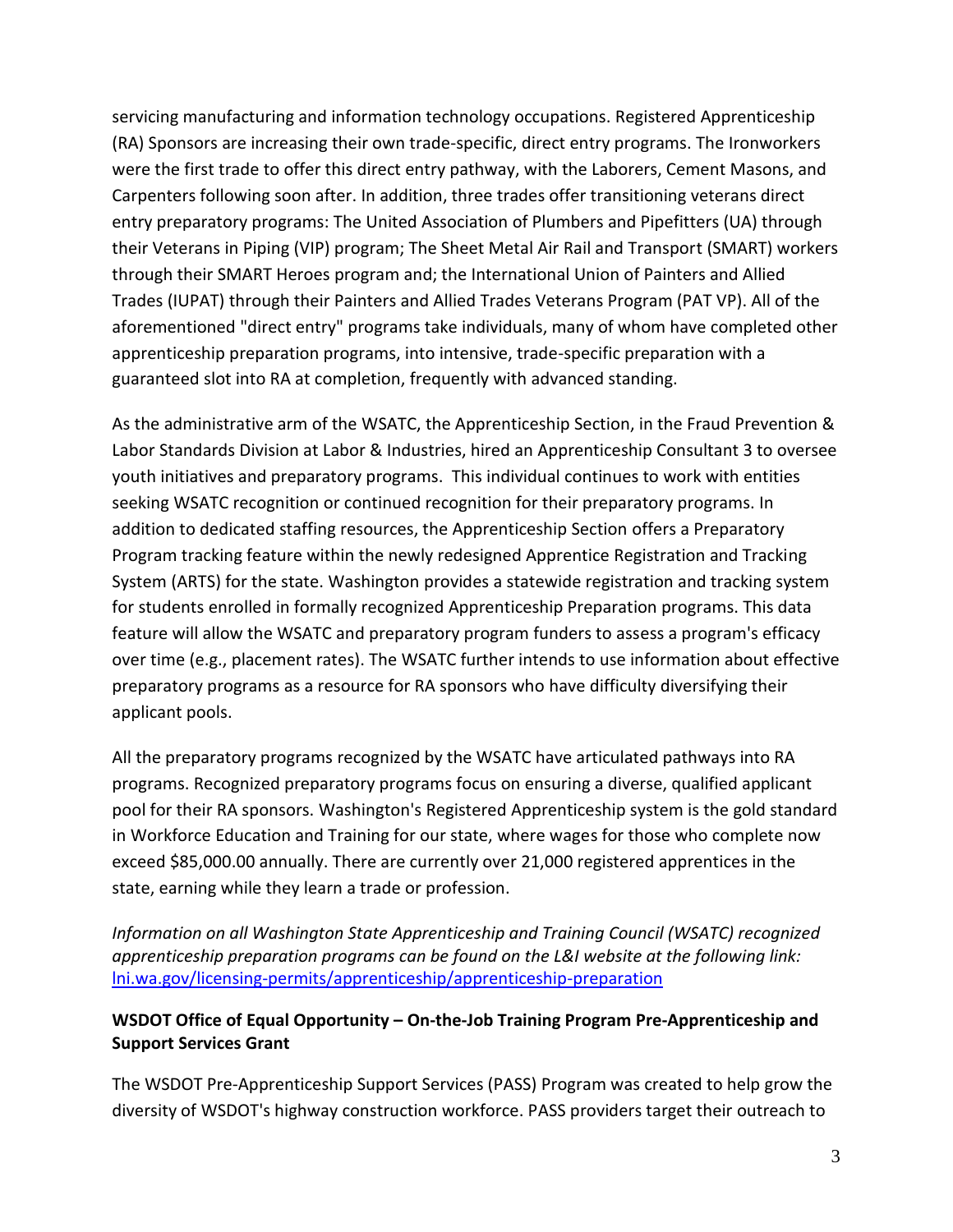servicing manufacturing and information technology occupations. Registered Apprenticeship (RA) Sponsors are increasing their own trade-specific, direct entry programs. The Ironworkers were the first trade to offer this direct entry pathway, with the Laborers, Cement Masons, and Carpenters following soon after. In addition, three trades offer transitioning veterans direct entry preparatory programs: The United Association of Plumbers and Pipefitters (UA) through their Veterans in Piping (VIP) program; The Sheet Metal Air Rail and Transport (SMART) workers through their SMART Heroes program and; the International Union of Painters and Allied Trades (IUPAT) through their Painters and Allied Trades Veterans Program (PAT VP). All of the aforementioned "direct entry" programs take individuals, many of whom have completed other apprenticeship preparation programs, into intensive, trade-specific preparation with a guaranteed slot into RA at completion, frequently with advanced standing.

As the administrative arm of the WSATC, the Apprenticeship Section, in the Fraud Prevention & Labor Standards Division at Labor & Industries, hired an Apprenticeship Consultant 3 to oversee youth initiatives and preparatory programs. This individual continues to work with entities seeking WSATC recognition or continued recognition for their preparatory programs. In addition to dedicated staffing resources, the Apprenticeship Section offers a Preparatory Program tracking feature within the newly redesigned Apprentice Registration and Tracking System (ARTS) for the state. Washington provides a statewide registration and tracking system for students enrolled in formally recognized Apprenticeship Preparation programs. This data feature will allow the WSATC and preparatory program funders to assess a program's efficacy over time (e.g., placement rates). The WSATC further intends to use information about effective preparatory programs as a resource for RA sponsors who have difficulty diversifying their applicant pools.

All the preparatory programs recognized by the WSATC have articulated pathways into RA programs. Recognized preparatory programs focus on ensuring a diverse, qualified applicant pool for their RA sponsors. Washington's Registered Apprenticeship system is the gold standard in Workforce Education and Training for our state, where wages for those who complete now exceed $85,000.00 annually. There are currently over 21,000 registered apprentices in the state, earning while they learn a trade or profession.

*Information on all Washington State Apprenticeship and Training Council (WSATC) recognized apprenticeship preparation programs can be found on the L&I website at the following link:* [lni.wa.gov/licensing-permits/apprenticeship/apprenticeship-preparation](lni.wa.gov/licensing-permits/apprenticeship/apprenticeship-preparation)

**WSDOT Office of Equal Opportunity – On-the-Job Training Program Pre-Apprenticeship and Support Services Grant**

The WSDOT Pre-Apprenticeship Support Services (PASS) Program was created to help grow the diversity of WSDOT's highway construction workforce. PASS providers target their outreach to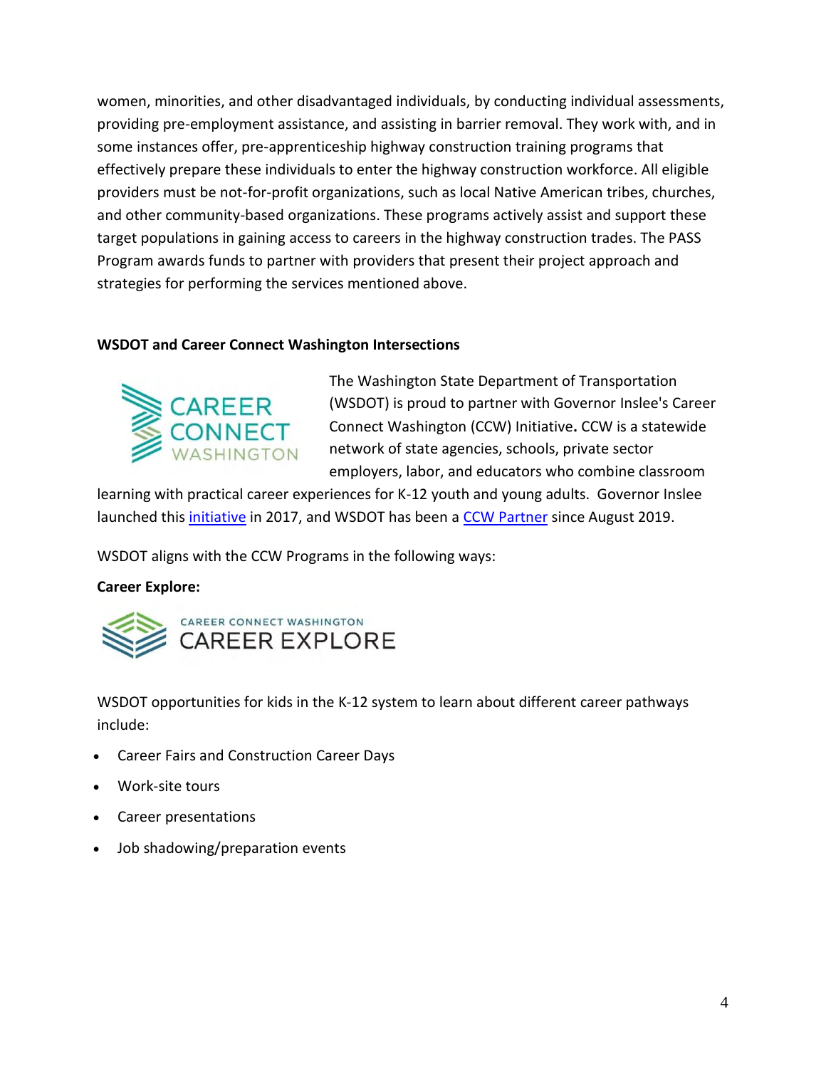women, minorities, and other disadvantaged individuals, by conducting individual assessments, providing pre-employment assistance, and assisting in barrier removal. They work with, and in some instances offer, pre-apprenticeship highway construction training programs that effectively prepare these individuals to enter the highway construction workforce. All eligible providers must be not-for-profit organizations, such as local Native American tribes, churches, and other community-based organizations. These programs actively assist and support these target populations in gaining access to careers in the highway construction trades. The PASS Program awards funds to partner with providers that present their project approach and strategies for performing the services mentioned above.

**WSDOT and Career Connect Washington Intersections**

The Washington State Department of Transportation (WSDOT) is proud to partner with Governor Inslee's Career Connect Washington (CCW) Initiative**.** CCW is a statewide network of state agencies, schools, private sector employers, labor, and educators who combine classroom learning with practical career experiences for K-12 youth and young adults. Governor Inslee launched this [initiative] in 2017, and WSDOT has been a [CCW Partner] since August 2019.

WSDOT aligns with the CCW Programs in the following ways:

**Career Explore:**

WSDOT opportunities for kids in the K-12 system to learn about different career pathways include:

- Career Fairs and Construction Career Days
- Work-site tours
- Career presentations
- Job shadowing/preparation events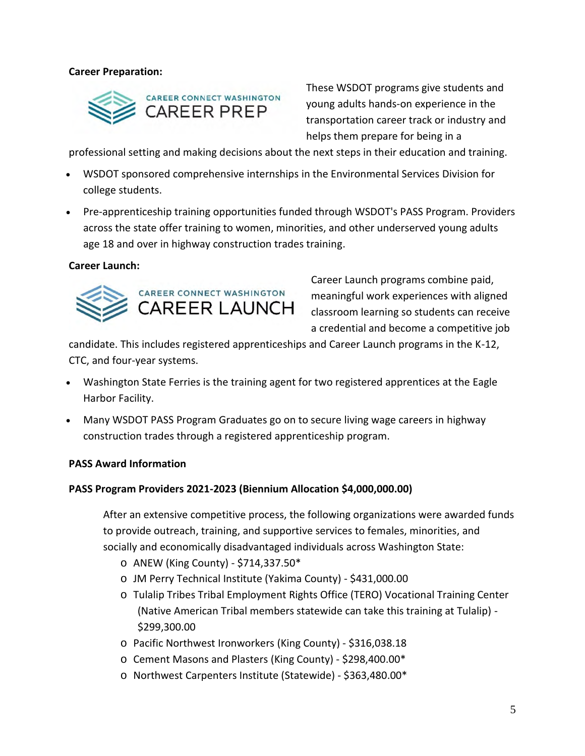**Career Preparation:**

These WSDOT programs give students and young adults hands-on experience in the transportation career track or industry and helps them prepare for being in a professional setting and making decisions about the next steps in their education and training.

- WSDOT sponsored comprehensive internships in the Environmental Services Division for college students.
- Pre-apprenticeship training opportunities funded through WSDOT's PASS Program. Providers across the state offer training to women, minorities, and other underserved young adults age 18 and over in highway construction trades training.

**Career Launch:**

Career Launch programs combine paid, meaningful work experiences with aligned classroom learning so students can receive a credential and become a competitive job candidate. This includes registered apprenticeships and Career Launch programs in the K-12, CTC, and four-year systems.

- Washington State Ferries is the training agent for two registered apprentices at the Eagle Harbor Facility.
- Many WSDOT PASS Program Graduates go on to secure living wage careers in highway construction trades through a registered apprenticeship program.

**PASS Award Information**

**PASS Program Providers 2021-2023 (Biennium Allocation $4,000,000.00)**

After an extensive competitive process, the following organizations were awarded funds to provide outreach, training, and supportive services to females, minorities, and socially and economically disadvantaged individuals across Washington State:

- ANEW (King County) - $714,337.50*
- JM Perry Technical Institute (Yakima County) - $431,000.00
- Tulalip Tribes Tribal Employment Rights Office (TERO) Vocational Training Center (Native American Tribal members statewide can take this training at Tulalip) - $299,300.00
- Pacific Northwest Ironworkers (King County) - $316,038.18
- Cement Masons and Plasters (King County) - $298,400.00*
- Northwest Carpenters Institute (Statewide) - $363,480.00*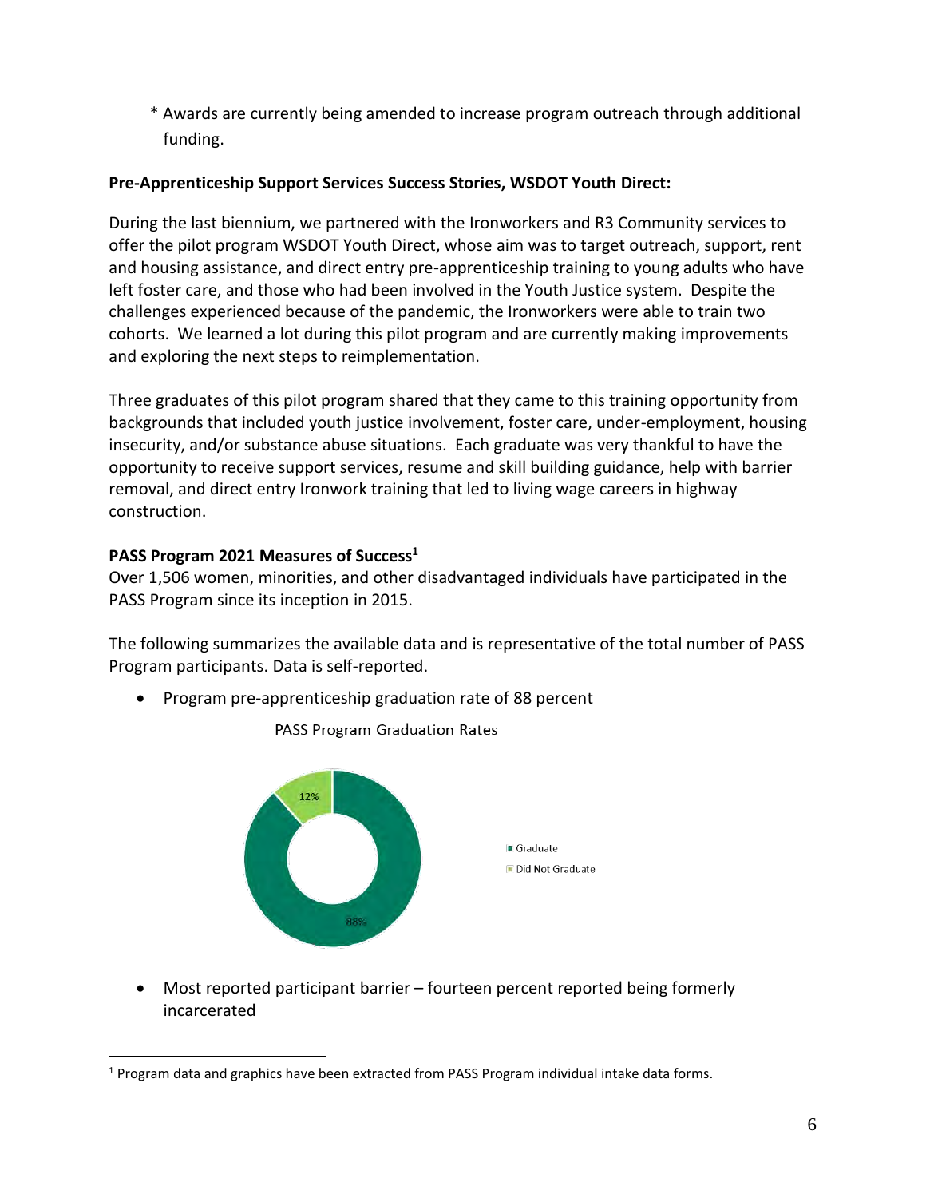\* Awards are currently being amended to increase program outreach through additional funding.

**Pre-Apprenticeship Support Services Success Stories, WSDOT Youth Direct:**

During the last biennium, we partnered with the Ironworkers and R3 Community services to offer the pilot program WSDOT Youth Direct, whose aim was to target outreach, support, rent and housing assistance, and direct entry pre-apprenticeship training to young adults who have left foster care, and those who had been involved in the Youth Justice system. Despite the challenges experienced because of the pandemic, the Ironworkers were able to train two cohorts. We learned a lot during this pilot program and are currently making improvements and exploring the next steps to reimplementation.

Three graduates of this pilot program shared that they came to this training opportunity from backgrounds that included youth justice involvement, foster care, under-employment, housing insecurity, and/or substance abuse situations. Each graduate was very thankful to have the opportunity to receive support services, resume and skill building guidance, help with barrier removal, and direct entry Ironwork training that led to living wage careers in highway construction.

**PASS Program 2021 Measures of Success[1]**

Over 1,506 women, minorities, and other disadvantaged individuals have participated in the PASS Program since its inception in 2015.

The following summarizes the available data and is representative of the total number of PASS Program participants. Data is self-reported.

- Program pre-apprenticeship graduation rate of 88 percent

PASS Program Graduation Rates

| Category | Percent |
|---|---|
| Graduate | 88% |
| Did Not Graduate | 12% |

- Most reported participant barrier – fourteen percent reported being formerly incarcerated

[1] Program data and graphics have been extracted from PASS Program individual intake data forms.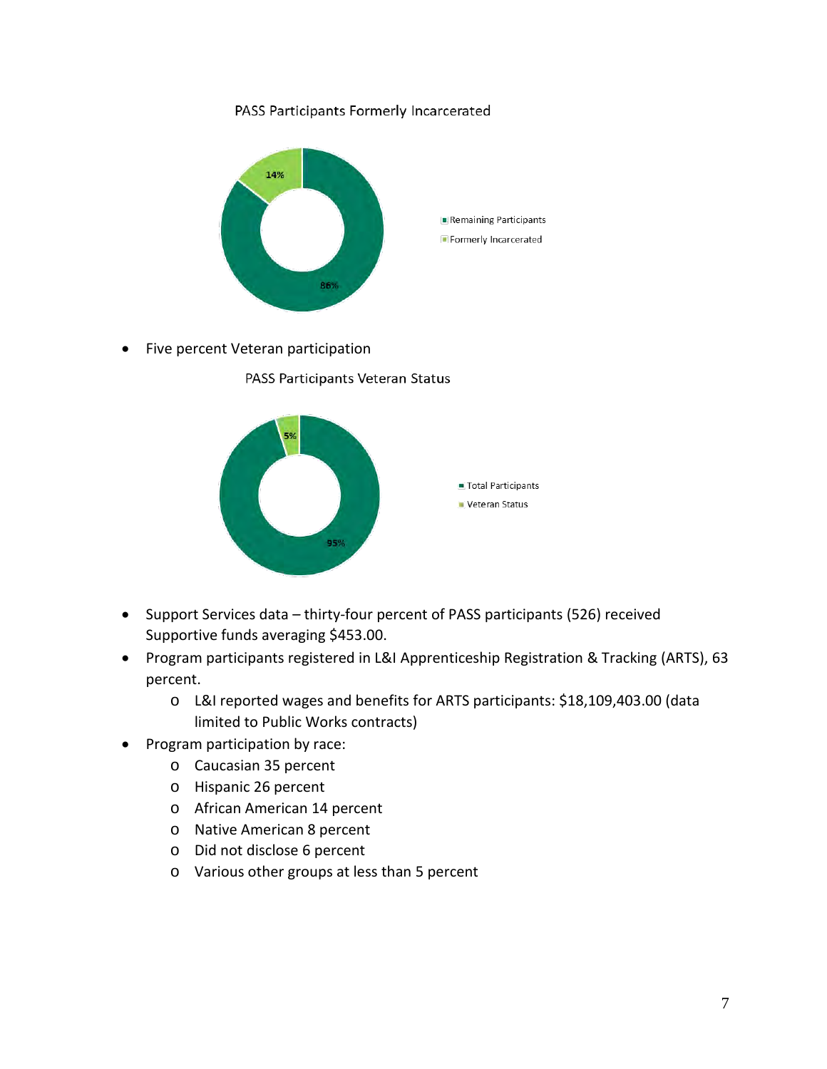PASS Participants Formerly Incarcerated

- Remaining Participants: 86%
- Formerly Incarcerated: 14%

- Five percent Veteran participation

PASS Participants Veteran Status

- Total Participants: 95%
- Veteran Status: 5%

- Support Services data – thirty-four percent of PASS participants (526) received Supportive funds averaging $453.00.
- Program participants registered in L&I Apprenticeship Registration & Tracking (ARTS), 63 percent.
  - L&I reported wages and benefits for ARTS participants: $18,109,403.00 (data limited to Public Works contracts)
- Program participation by race:
  - Caucasian 35 percent
  - Hispanic 26 percent
  - African American 14 percent
  - Native American 8 percent
  - Did not disclose 6 percent
  - Various other groups at less than 5 percent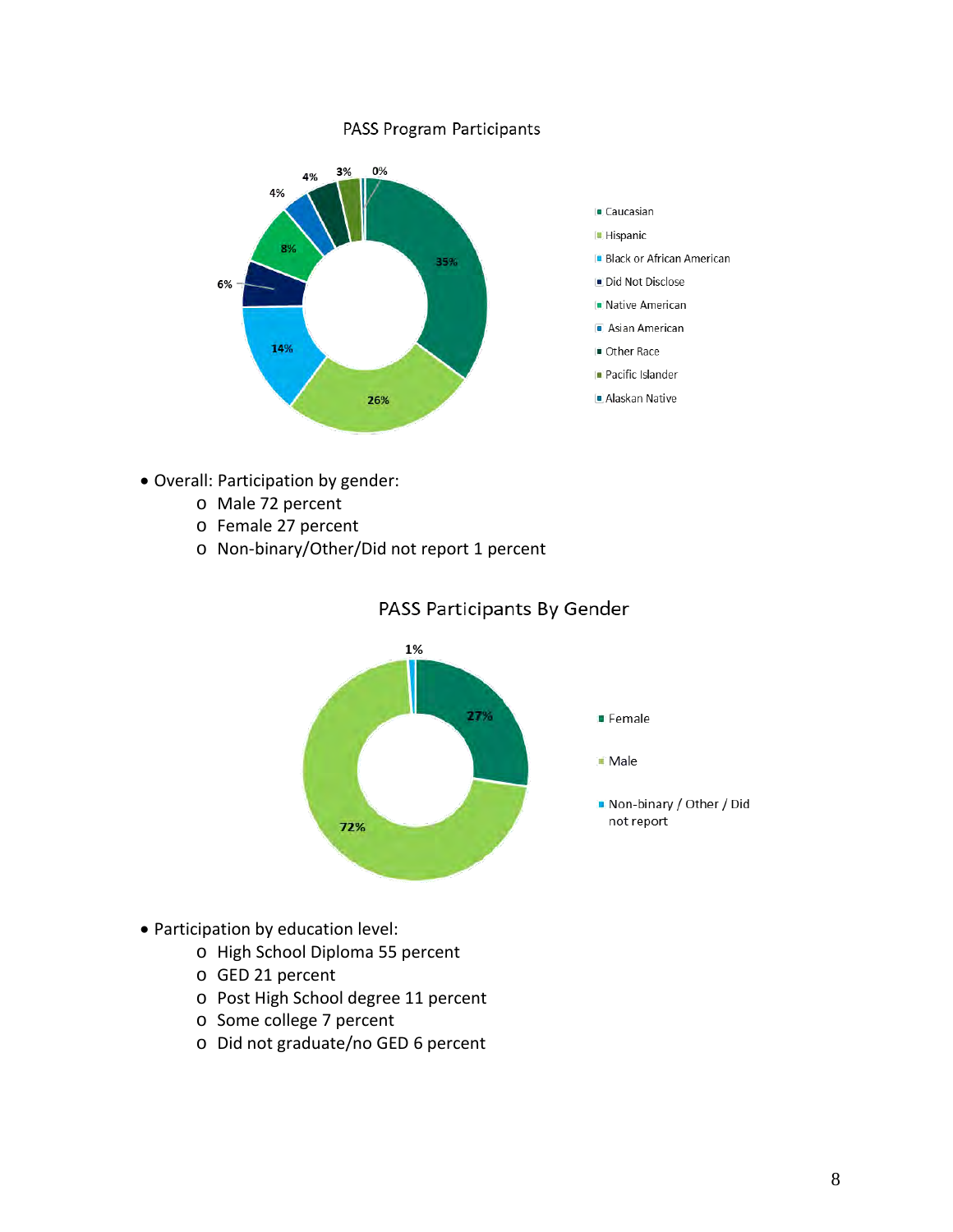PASS Program Participants

- Overall: Participation by gender:
  - Male 72 percent
  - Female 27 percent
  - Non-binary/Other/Did not report 1 percent

PASS Participants By Gender

- Participation by education level:
  - High School Diploma 55 percent
  - GED 21 percent
  - Post High School degree 11 percent
  - Some college 7 percent
  - Did not graduate/no GED 6 percent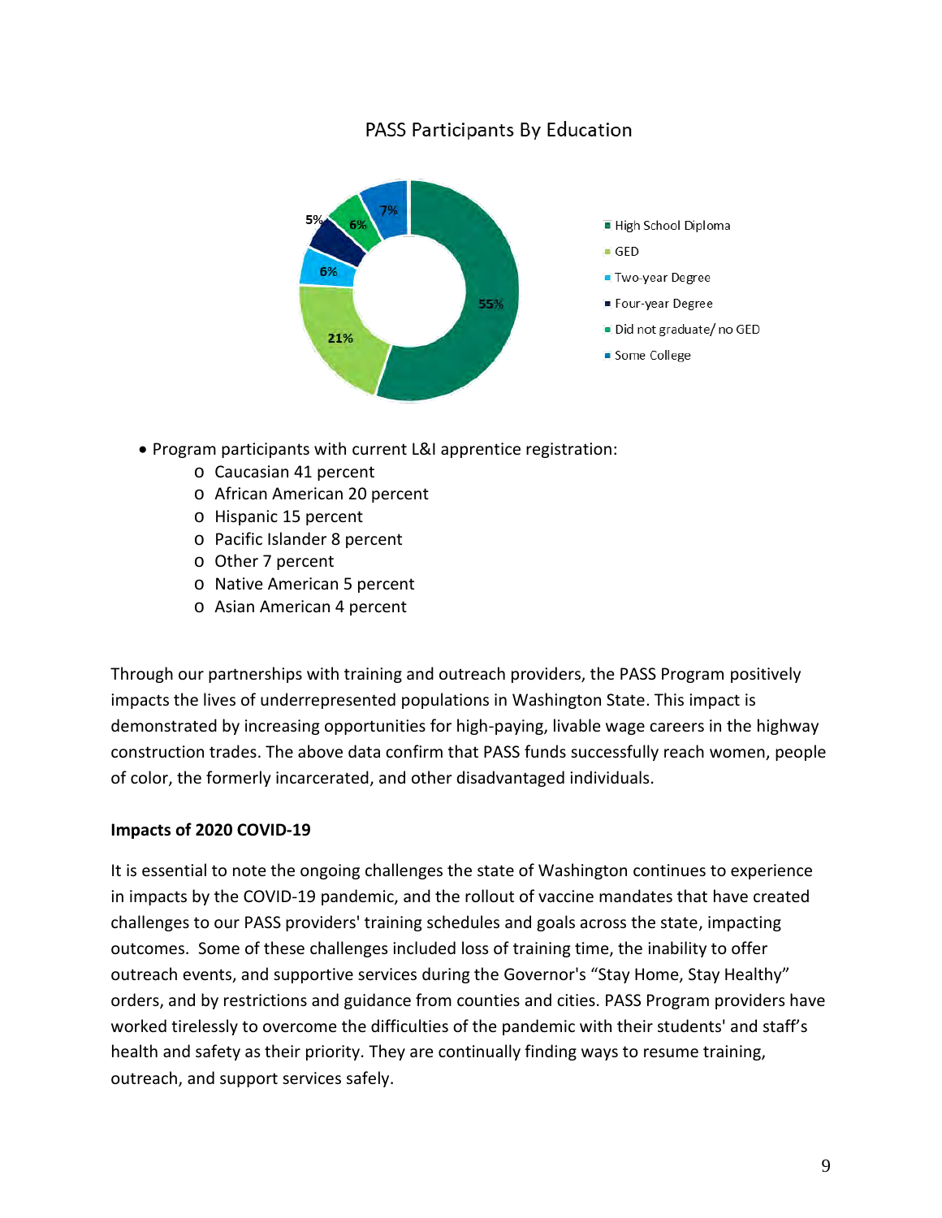PASS Participants By Education

| Education | Percent |
| --- | --- |
| High School Diploma | 55% |
| GED | 21% |
| Two-year Degree | 6% |
| Four-year Degree | 5% |
| Did not graduate/ no GED | 6% |
| Some College | 7% |

- Program participants with current L&I apprentice registration:
  - Caucasian 41 percent
  - African American 20 percent
  - Hispanic 15 percent
  - Pacific Islander 8 percent
  - Other 7 percent
  - Native American 5 percent
  - Asian American 4 percent

Through our partnerships with training and outreach providers, the PASS Program positively impacts the lives of underrepresented populations in Washington State. This impact is demonstrated by increasing opportunities for high-paying, livable wage careers in the highway construction trades. The above data confirm that PASS funds successfully reach women, people of color, the formerly incarcerated, and other disadvantaged individuals.

**Impacts of 2020 COVID-19**

It is essential to note the ongoing challenges the state of Washington continues to experience in impacts by the COVID-19 pandemic, and the rollout of vaccine mandates that have created challenges to our PASS providers' training schedules and goals across the state, impacting outcomes. Some of these challenges included loss of training time, the inability to offer outreach events, and supportive services during the Governor's "Stay Home, Stay Healthy" orders, and by restrictions and guidance from counties and cities. PASS Program providers have worked tirelessly to overcome the difficulties of the pandemic with their students' and staff's health and safety as their priority. They are continually finding ways to resume training, outreach, and support services safely.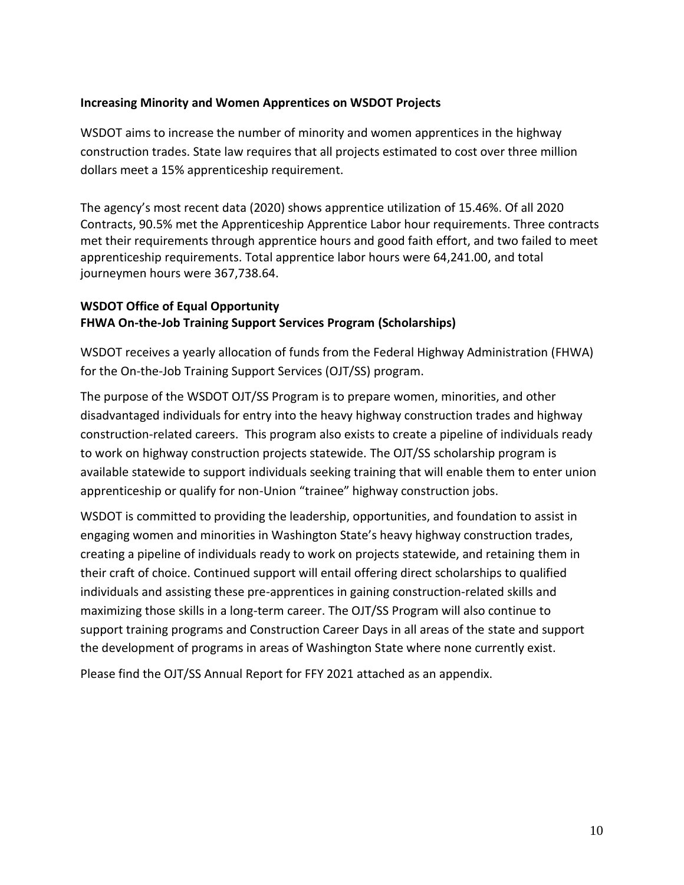**Increasing Minority and Women Apprentices on WSDOT Projects**

WSDOT aims to increase the number of minority and women apprentices in the highway construction trades. State law requires that all projects estimated to cost over three million dollars meet a 15% apprenticeship requirement.

The agency's most recent data (2020) shows apprentice utilization of 15.46%. Of all 2020 Contracts, 90.5% met the Apprenticeship Apprentice Labor hour requirements. Three contracts met their requirements through apprentice hours and good faith effort, and two failed to meet apprenticeship requirements. Total apprentice labor hours were 64,241.00, and total journeymen hours were 367,738.64.

**WSDOT Office of Equal Opportunity**
**FHWA On-the-Job Training Support Services Program (Scholarships)**

WSDOT receives a yearly allocation of funds from the Federal Highway Administration (FHWA) for the On-the-Job Training Support Services (OJT/SS) program.

The purpose of the WSDOT OJT/SS Program is to prepare women, minorities, and other disadvantaged individuals for entry into the heavy highway construction trades and highway construction-related careers. This program also exists to create a pipeline of individuals ready to work on highway construction projects statewide. The OJT/SS scholarship program is available statewide to support individuals seeking training that will enable them to enter union apprenticeship or qualify for non-Union "trainee" highway construction jobs.

WSDOT is committed to providing the leadership, opportunities, and foundation to assist in engaging women and minorities in Washington State's heavy highway construction trades, creating a pipeline of individuals ready to work on projects statewide, and retaining them in their craft of choice. Continued support will entail offering direct scholarships to qualified individuals and assisting these pre-apprentices in gaining construction-related skills and maximizing those skills in a long-term career. The OJT/SS Program will also continue to support training programs and Construction Career Days in all areas of the state and support the development of programs in areas of Washington State where none currently exist.

Please find the OJT/SS Annual Report for FFY 2021 attached as an appendix.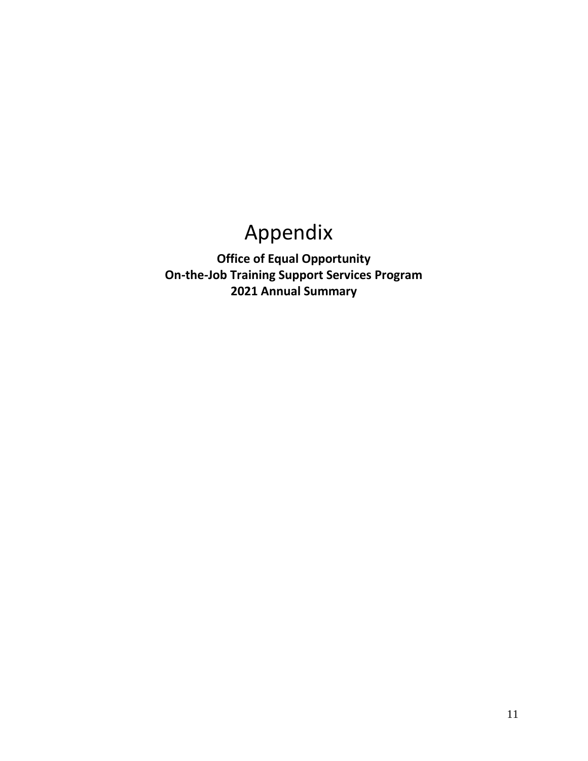# Appendix

**Office of Equal Opportunity**
**On-the-Job Training Support Services Program**
**2021 Annual Summary**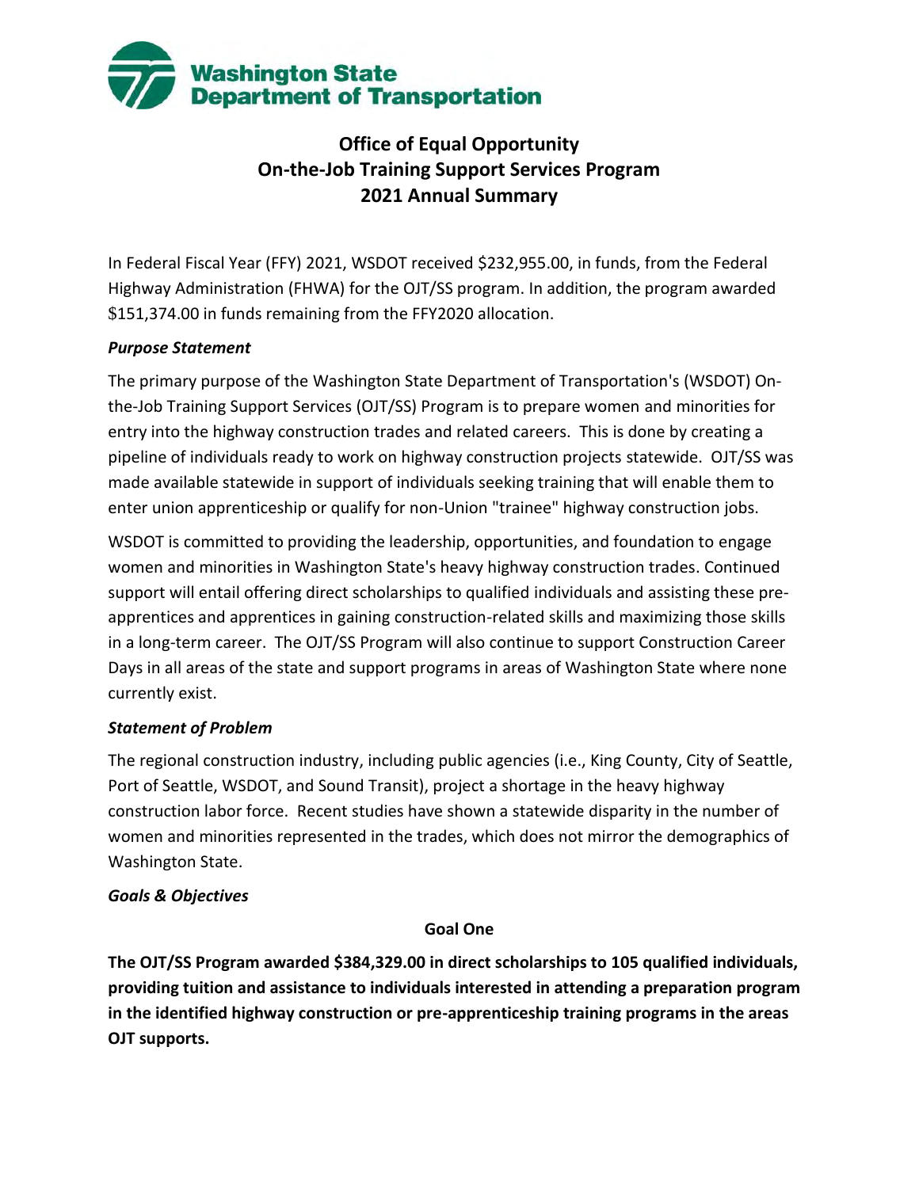**Washington State Department of Transportation**

# Office of Equal Opportunity
# On-the-Job Training Support Services Program
# 2021 Annual Summary

In Federal Fiscal Year (FFY) 2021, WSDOT received $232,955.00, in funds, from the Federal Highway Administration (FHWA) for the OJT/SS program. In addition, the program awarded $151,374.00 in funds remaining from the FFY2020 allocation.

***Purpose Statement***

The primary purpose of the Washington State Department of Transportation's (WSDOT) On-the-Job Training Support Services (OJT/SS) Program is to prepare women and minorities for entry into the highway construction trades and related careers. This is done by creating a pipeline of individuals ready to work on highway construction projects statewide. OJT/SS was made available statewide in support of individuals seeking training that will enable them to enter union apprenticeship or qualify for non-Union "trainee" highway construction jobs.

WSDOT is committed to providing the leadership, opportunities, and foundation to engage women and minorities in Washington State's heavy highway construction trades. Continued support will entail offering direct scholarships to qualified individuals and assisting these pre-apprentices and apprentices in gaining construction-related skills and maximizing those skills in a long-term career. The OJT/SS Program will also continue to support Construction Career Days in all areas of the state and support programs in areas of Washington State where none currently exist.

***Statement of Problem***

The regional construction industry, including public agencies (i.e., King County, City of Seattle, Port of Seattle, WSDOT, and Sound Transit), project a shortage in the heavy highway construction labor force. Recent studies have shown a statewide disparity in the number of women and minorities represented in the trades, which does not mirror the demographics of Washington State.

***Goals & Objectives***

**Goal One**

**The OJT/SS Program awarded $384,329.00 in direct scholarships to 105 qualified individuals, providing tuition and assistance to individuals interested in attending a preparation program in the identified highway construction or pre-apprenticeship training programs in the areas OJT supports.**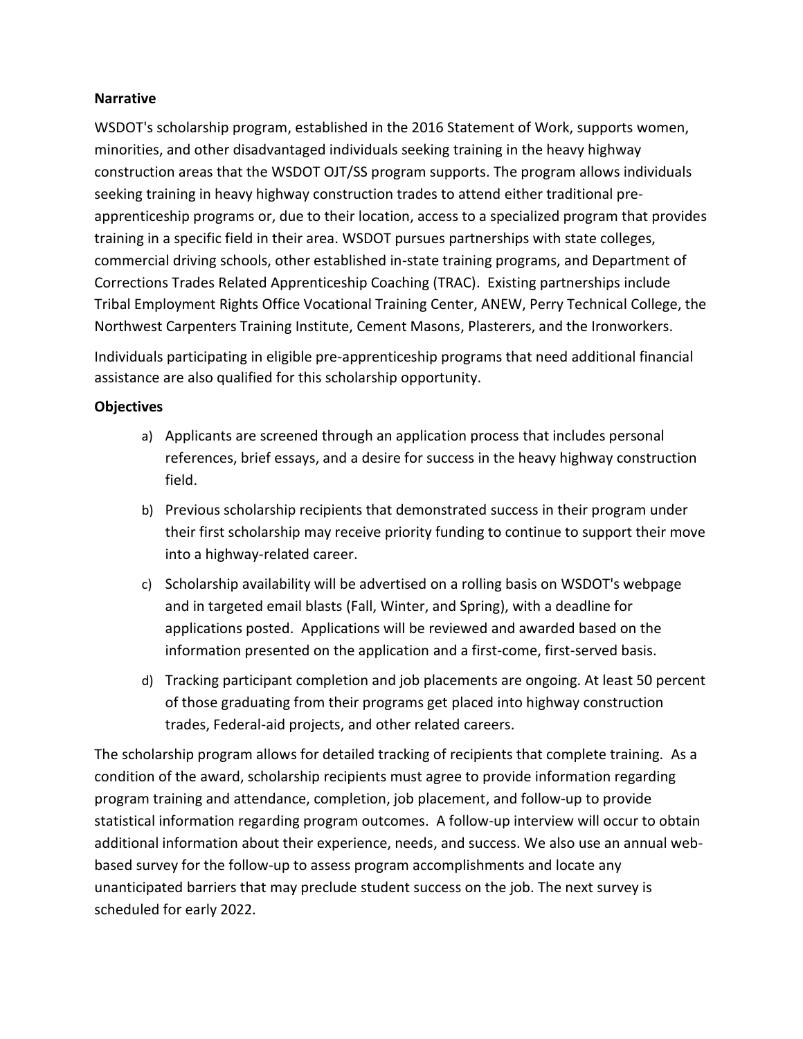**Narrative**

WSDOT's scholarship program, established in the 2016 Statement of Work, supports women, minorities, and other disadvantaged individuals seeking training in the heavy highway construction areas that the WSDOT OJT/SS program supports. The program allows individuals seeking training in heavy highway construction trades to attend either traditional pre-apprenticeship programs or, due to their location, access to a specialized program that provides training in a specific field in their area. WSDOT pursues partnerships with state colleges, commercial driving schools, other established in-state training programs, and Department of Corrections Trades Related Apprenticeship Coaching (TRAC). Existing partnerships include Tribal Employment Rights Office Vocational Training Center, ANEW, Perry Technical College, the Northwest Carpenters Training Institute, Cement Masons, Plasterers, and the Ironworkers.

Individuals participating in eligible pre-apprenticeship programs that need additional financial assistance are also qualified for this scholarship opportunity.

**Objectives**

a) Applicants are screened through an application process that includes personal references, brief essays, and a desire for success in the heavy highway construction field.

b) Previous scholarship recipients that demonstrated success in their program under their first scholarship may receive priority funding to continue to support their move into a highway-related career.

c) Scholarship availability will be advertised on a rolling basis on WSDOT's webpage and in targeted email blasts (Fall, Winter, and Spring), with a deadline for applications posted. Applications will be reviewed and awarded based on the information presented on the application and a first-come, first-served basis.

d) Tracking participant completion and job placements are ongoing. At least 50 percent of those graduating from their programs get placed into highway construction trades, Federal-aid projects, and other related careers.

The scholarship program allows for detailed tracking of recipients that complete training. As a condition of the award, scholarship recipients must agree to provide information regarding program training and attendance, completion, job placement, and follow-up to provide statistical information regarding program outcomes. A follow-up interview will occur to obtain additional information about their experience, needs, and success. We also use an annual web-based survey for the follow-up to assess program accomplishments and locate any unanticipated barriers that may preclude student success on the job. The next survey is scheduled for early 2022.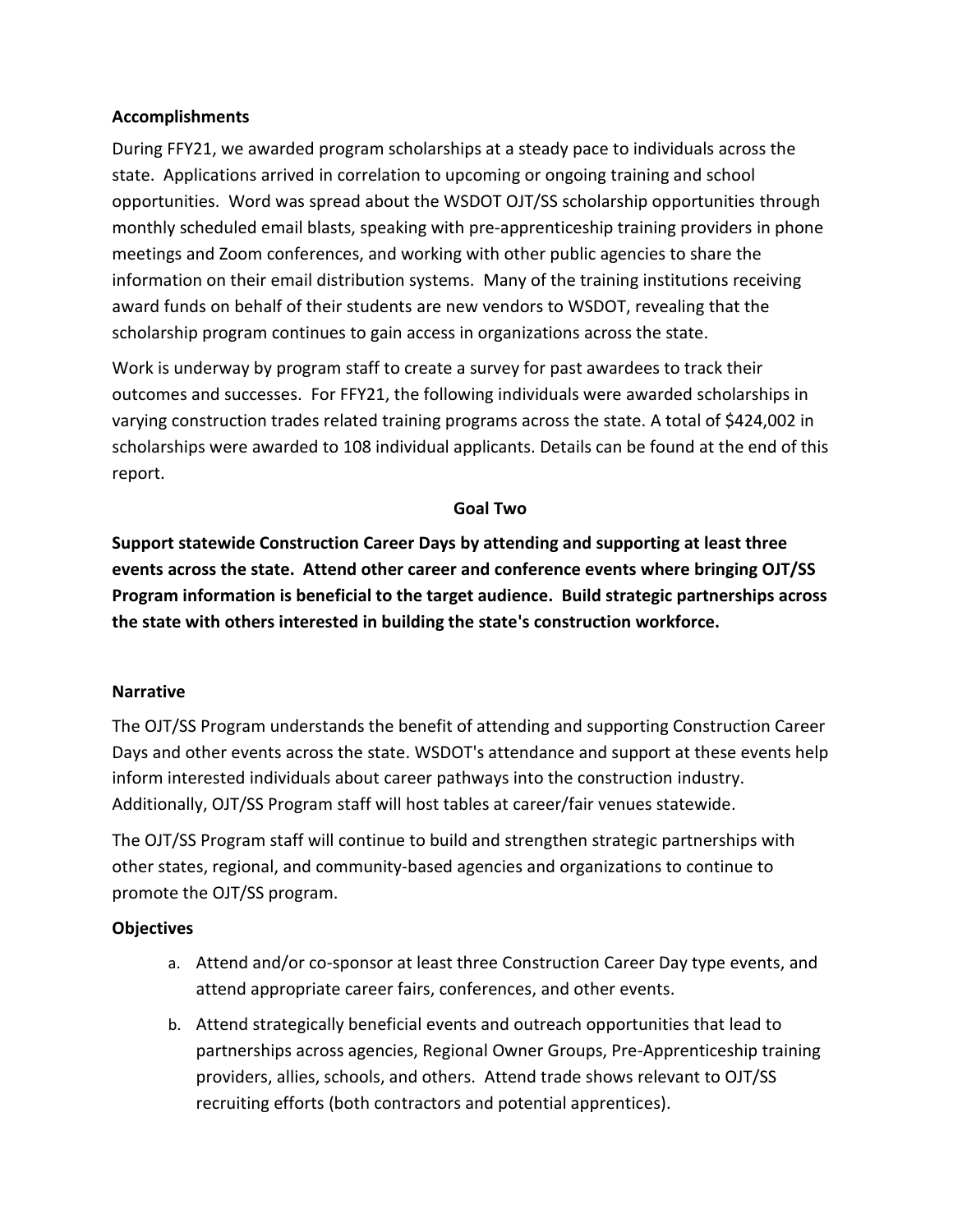### Accomplishments

During FFY21, we awarded program scholarships at a steady pace to individuals across the state. Applications arrived in correlation to upcoming or ongoing training and school opportunities. Word was spread about the WSDOT OJT/SS scholarship opportunities through monthly scheduled email blasts, speaking with pre-apprenticeship training providers in phone meetings and Zoom conferences, and working with other public agencies to share the information on their email distribution systems. Many of the training institutions receiving award funds on behalf of their students are new vendors to WSDOT, revealing that the scholarship program continues to gain access in organizations across the state.

Work is underway by program staff to create a survey for past awardees to track their outcomes and successes. For FFY21, the following individuals were awarded scholarships in varying construction trades related training programs across the state. A total of $424,002 in scholarships were awarded to 108 individual applicants. Details can be found at the end of this report.

## Goal Two

**Support statewide Construction Career Days by attending and supporting at least three events across the state. Attend other career and conference events where bringing OJT/SS Program information is beneficial to the target audience. Build strategic partnerships across the state with others interested in building the state's construction workforce.**

### Narrative

The OJT/SS Program understands the benefit of attending and supporting Construction Career Days and other events across the state. WSDOT's attendance and support at these events help inform interested individuals about career pathways into the construction industry. Additionally, OJT/SS Program staff will host tables at career/fair venues statewide.

The OJT/SS Program staff will continue to build and strengthen strategic partnerships with other states, regional, and community-based agencies and organizations to continue to promote the OJT/SS program.

### Objectives

a. Attend and/or co-sponsor at least three Construction Career Day type events, and attend appropriate career fairs, conferences, and other events.

b. Attend strategically beneficial events and outreach opportunities that lead to partnerships across agencies, Regional Owner Groups, Pre-Apprenticeship training providers, allies, schools, and others. Attend trade shows relevant to OJT/SS recruiting efforts (both contractors and potential apprentices).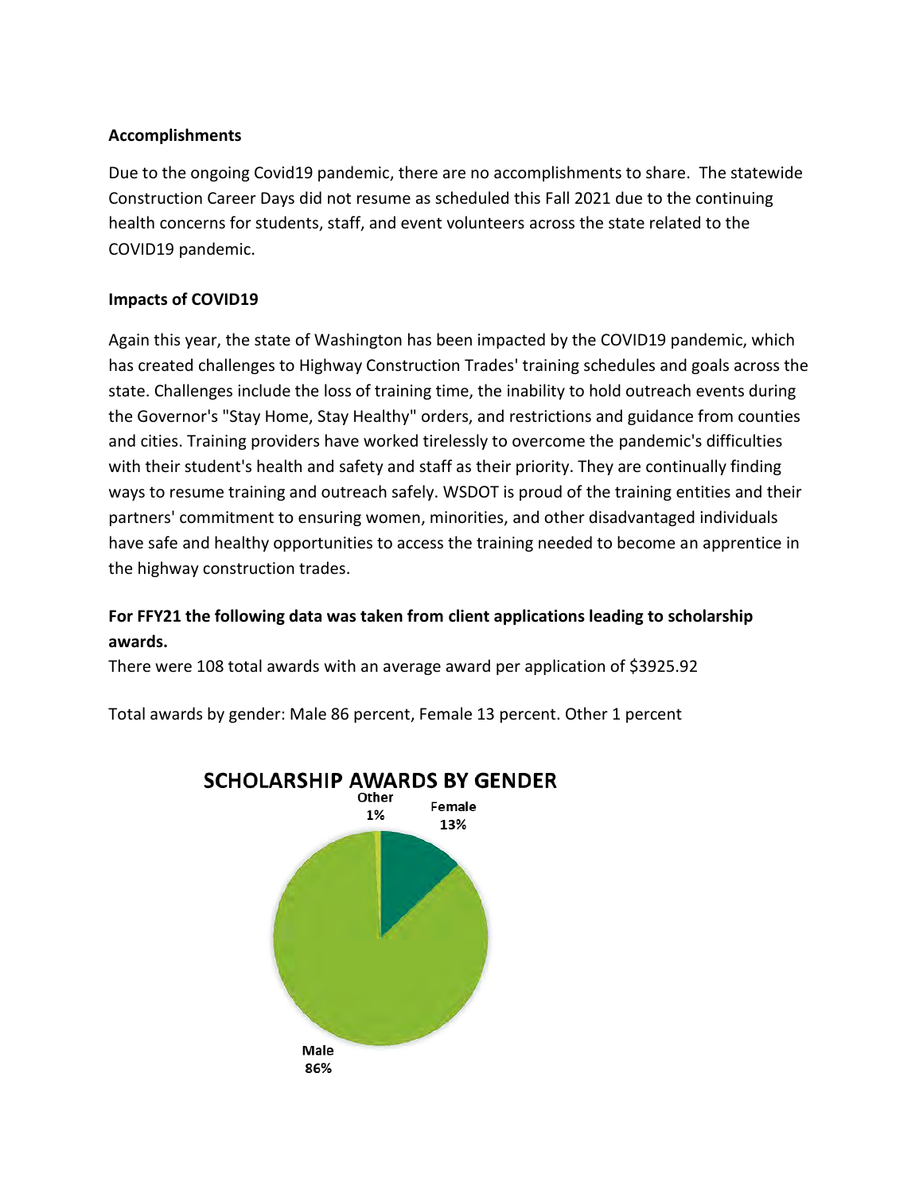**Accomplishments**

Due to the ongoing Covid19 pandemic, there are no accomplishments to share. The statewide Construction Career Days did not resume as scheduled this Fall 2021 due to the continuing health concerns for students, staff, and event volunteers across the state related to the COVID19 pandemic.

**Impacts of COVID19**

Again this year, the state of Washington has been impacted by the COVID19 pandemic, which has created challenges to Highway Construction Trades' training schedules and goals across the state. Challenges include the loss of training time, the inability to hold outreach events during the Governor's "Stay Home, Stay Healthy" orders, and restrictions and guidance from counties and cities. Training providers have worked tirelessly to overcome the pandemic's difficulties with their student's health and safety and staff as their priority. They are continually finding ways to resume training and outreach safely. WSDOT is proud of the training entities and their partners' commitment to ensuring women, minorities, and other disadvantaged individuals have safe and healthy opportunities to access the training needed to become an apprentice in the highway construction trades.

**For FFY21 the following data was taken from client applications leading to scholarship awards.**

There were 108 total awards with an average award per application of $3925.92

Total awards by gender: Male 86 percent, Female 13 percent. Other 1 percent

**SCHOLARSHIP AWARDS BY GENDER**

| Gender | Percent |
|---|---|
| Male | 86% |
| Female | 13% |
| Other | 1% |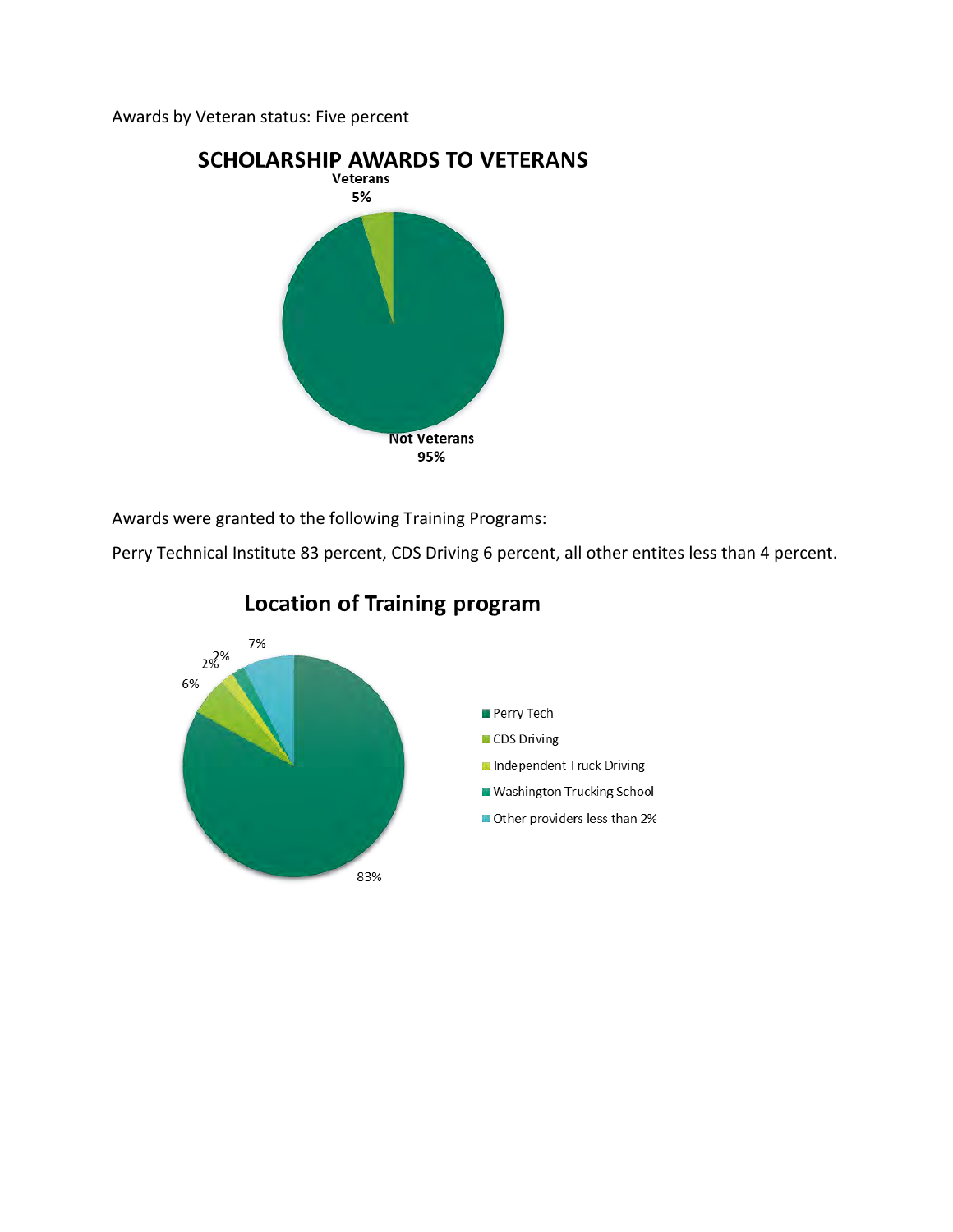Awards by Veteran status: Five percent

**SCHOLARSHIP AWARDS TO VETERANS**

Veterans 5%

Not Veterans 95%

Awards were granted to the following Training Programs:

Perry Technical Institute 83 percent, CDS Driving 6 percent, all other entites less than 4 percent.

**Location of Training program**

83%

6%

2%

2%

7%

- Perry Tech
- CDS Driving
- Independent Truck Driving
- Washington Trucking School
- Other providers less than 2%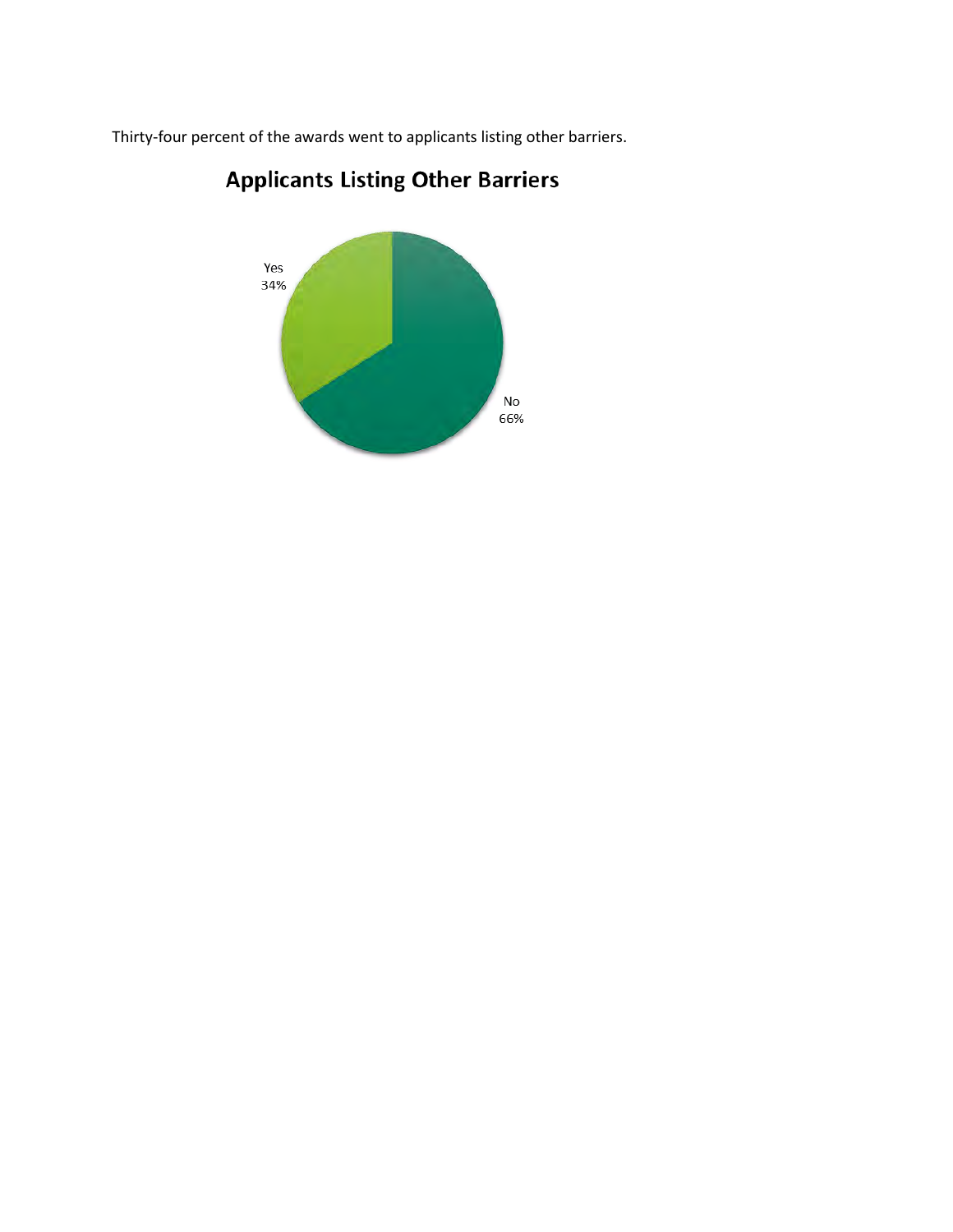Thirty-four percent of the awards went to applicants listing other barriers.

**Applicants Listing Other Barriers**

Yes
34%

No
66%